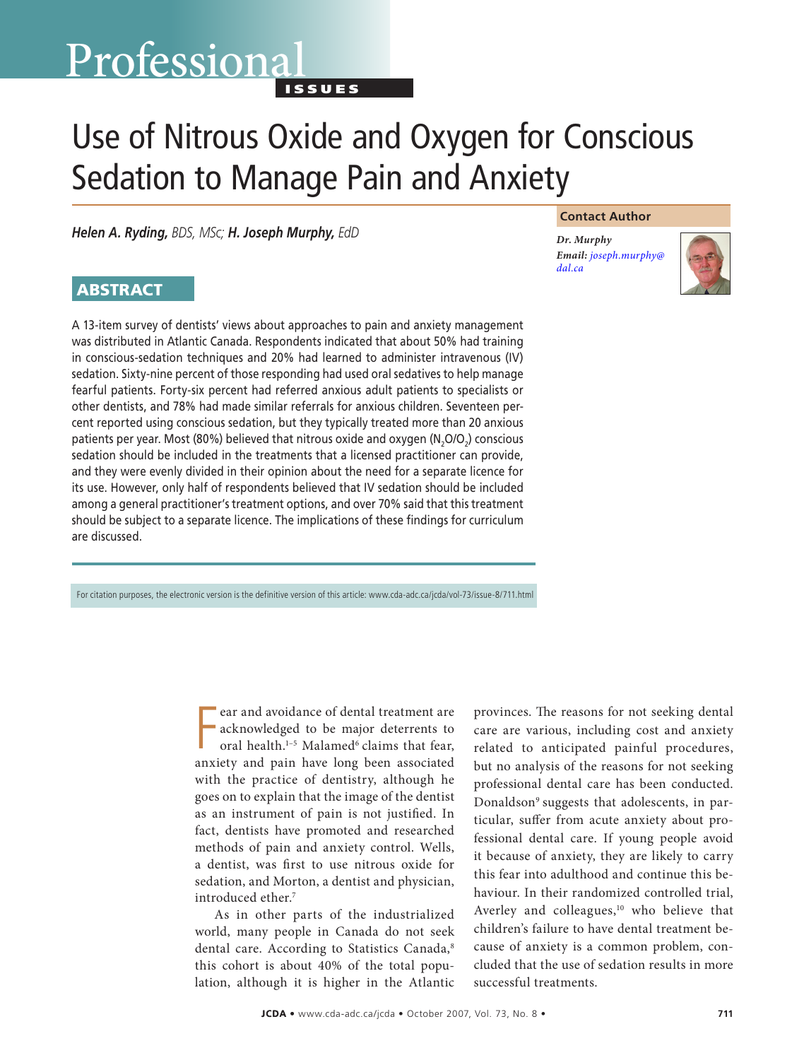Professional ISSUES

# Use of Nitrous Oxide and Oxygen for Conscious Sedation to Manage Pain and Anxiety

***Helen A. Ryding,** BDS, MSc;* ***H. Joseph Murphy,** EdD*

**Contact Author**

*Dr. Murphy*
***Email:*** *joseph.murphy@dal.ca*

## ABSTRACT

A 13-item survey of dentists' views about approaches to pain and anxiety management was distributed in Atlantic Canada. Respondents indicated that about 50% had training in conscious-sedation techniques and 20% had learned to administer intravenous (IV) sedation. Sixty-nine percent of those responding had used oral sedatives to help manage fearful patients. Forty-six percent had referred anxious adult patients to specialists or other dentists, and 78% had made similar referrals for anxious children. Seventeen percent reported using conscious sedation, but they typically treated more than 20 anxious patients per year. Most (80%) believed that nitrous oxide and oxygen ($N_2O/O_2$) conscious sedation should be included in the treatments that a licensed practitioner can provide, and they were evenly divided in their opinion about the need for a separate licence for its use. However, only half of respondents believed that IV sedation should be included among a general practitioner's treatment options, and over 70% said that this treatment should be subject to a separate licence. The implications of these findings for curriculum are discussed.

For citation purposes, the electronic version is the definitive version of this article: www.cda-adc.ca/jcda/vol-73/issue-8/711.html

Fear and avoidance of dental treatment are acknowledged to be major deterrents to oral health.[1–5] Malamed[6] claims that fear, anxiety and pain have long been associated with the practice of dentistry, although he goes on to explain that the image of the dentist as an instrument of pain is not justified. In fact, dentists have promoted and researched methods of pain and anxiety control. Wells, a dentist, was first to use nitrous oxide for sedation, and Morton, a dentist and physician, introduced ether.[7]

As in other parts of the industrialized world, many people in Canada do not seek dental care. According to Statistics Canada,[8] this cohort is about 40% of the total population, although it is higher in the Atlantic provinces. The reasons for not seeking dental care are various, including cost and anxiety related to anticipated painful procedures, but no analysis of the reasons for not seeking professional dental care has been conducted. Donaldson[9] suggests that adolescents, in particular, suffer from acute anxiety about professional dental care. If young people avoid it because of anxiety, they are likely to carry this fear into adulthood and continue this behaviour. In their randomized controlled trial, Averley and colleagues,[10] who believe that children's failure to have dental treatment because of anxiety is a common problem, concluded that the use of sedation results in more successful treatments.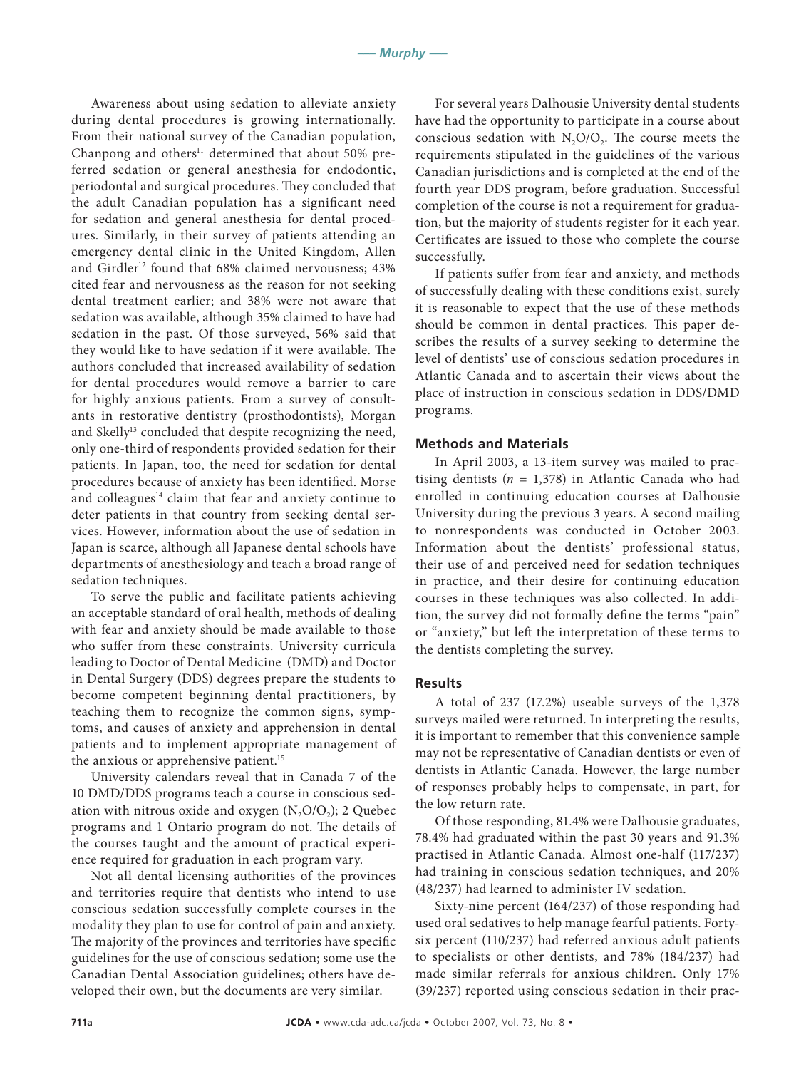Awareness about using sedation to alleviate anxiety during dental procedures is growing internationally. From their national survey of the Canadian population, Chanpong and others[11] determined that about 50% preferred sedation or general anesthesia for endodontic, periodontal and surgical procedures. They concluded that the adult Canadian population has a significant need for sedation and general anesthesia for dental procedures. Similarly, in their survey of patients attending an emergency dental clinic in the United Kingdom, Allen and Girdler[12] found that 68% claimed nervousness; 43% cited fear and nervousness as the reason for not seeking dental treatment earlier; and 38% were not aware that sedation was available, although 35% claimed to have had sedation in the past. Of those surveyed, 56% said that they would like to have sedation if it were available. The authors concluded that increased availability of sedation for dental procedures would remove a barrier to care for highly anxious patients. From a survey of consultants in restorative dentistry (prosthodontists), Morgan and Skelly[13] concluded that despite recognizing the need, only one-third of respondents provided sedation for their patients. In Japan, too, the need for sedation for dental procedures because of anxiety has been identified. Morse and colleagues[14] claim that fear and anxiety continue to deter patients in that country from seeking dental services. However, information about the use of sedation in Japan is scarce, although all Japanese dental schools have departments of anesthesiology and teach a broad range of sedation techniques.

To serve the public and facilitate patients achieving an acceptable standard of oral health, methods of dealing with fear and anxiety should be made available to those who suffer from these constraints. University curricula leading to Doctor of Dental Medicine (DMD) and Doctor in Dental Surgery (DDS) degrees prepare the students to become competent beginning dental practitioners, by teaching them to recognize the common signs, symptoms, and causes of anxiety and apprehension in dental patients and to implement appropriate management of the anxious or apprehensive patient.[15]

University calendars reveal that in Canada 7 of the 10 DMD/DDS programs teach a course in conscious sedation with nitrous oxide and oxygen ($N_2O/O_2$); 2 Quebec programs and 1 Ontario program do not. The details of the courses taught and the amount of practical experience required for graduation in each program vary.

Not all dental licensing authorities of the provinces and territories require that dentists who intend to use conscious sedation successfully complete courses in the modality they plan to use for control of pain and anxiety. The majority of the provinces and territories have specific guidelines for the use of conscious sedation; some use the Canadian Dental Association guidelines; others have developed their own, but the documents are very similar.

For several years Dalhousie University dental students have had the opportunity to participate in a course about conscious sedation with $N_2O/O_2$. The course meets the requirements stipulated in the guidelines of the various Canadian jurisdictions and is completed at the end of the fourth year DDS program, before graduation. Successful completion of the course is not a requirement for graduation, but the majority of students register for it each year. Certificates are issued to those who complete the course successfully.

If patients suffer from fear and anxiety, and methods of successfully dealing with these conditions exist, surely it is reasonable to expect that the use of these methods should be common in dental practices. This paper describes the results of a survey seeking to determine the level of dentists' use of conscious sedation procedures in Atlantic Canada and to ascertain their views about the place of instruction in conscious sedation in DDS/DMD programs.

## Methods and Materials

In April 2003, a 13-item survey was mailed to practising dentists ($n$ = 1,378) in Atlantic Canada who had enrolled in continuing education courses at Dalhousie University during the previous 3 years. A second mailing to nonrespondents was conducted in October 2003. Information about the dentists' professional status, their use of and perceived need for sedation techniques in practice, and their desire for continuing education courses in these techniques was also collected. In addition, the survey did not formally define the terms "pain" or "anxiety," but left the interpretation of these terms to the dentists completing the survey.

## Results

A total of 237 (17.2%) useable surveys of the 1,378 surveys mailed were returned. In interpreting the results, it is important to remember that this convenience sample may not be representative of Canadian dentists or even of dentists in Atlantic Canada. However, the large number of responses probably helps to compensate, in part, for the low return rate.

Of those responding, 81.4% were Dalhousie graduates, 78.4% had graduated within the past 30 years and 91.3% practised in Atlantic Canada. Almost one-half (117/237) had training in conscious sedation techniques, and 20% (48/237) had learned to administer IV sedation.

Sixty-nine percent (164/237) of those responding had used oral sedatives to help manage fearful patients. Forty-six percent (110/237) had referred anxious adult patients to specialists or other dentists, and 78% (184/237) had made similar referrals for anxious children. Only 17% (39/237) reported using conscious sedation in their prac-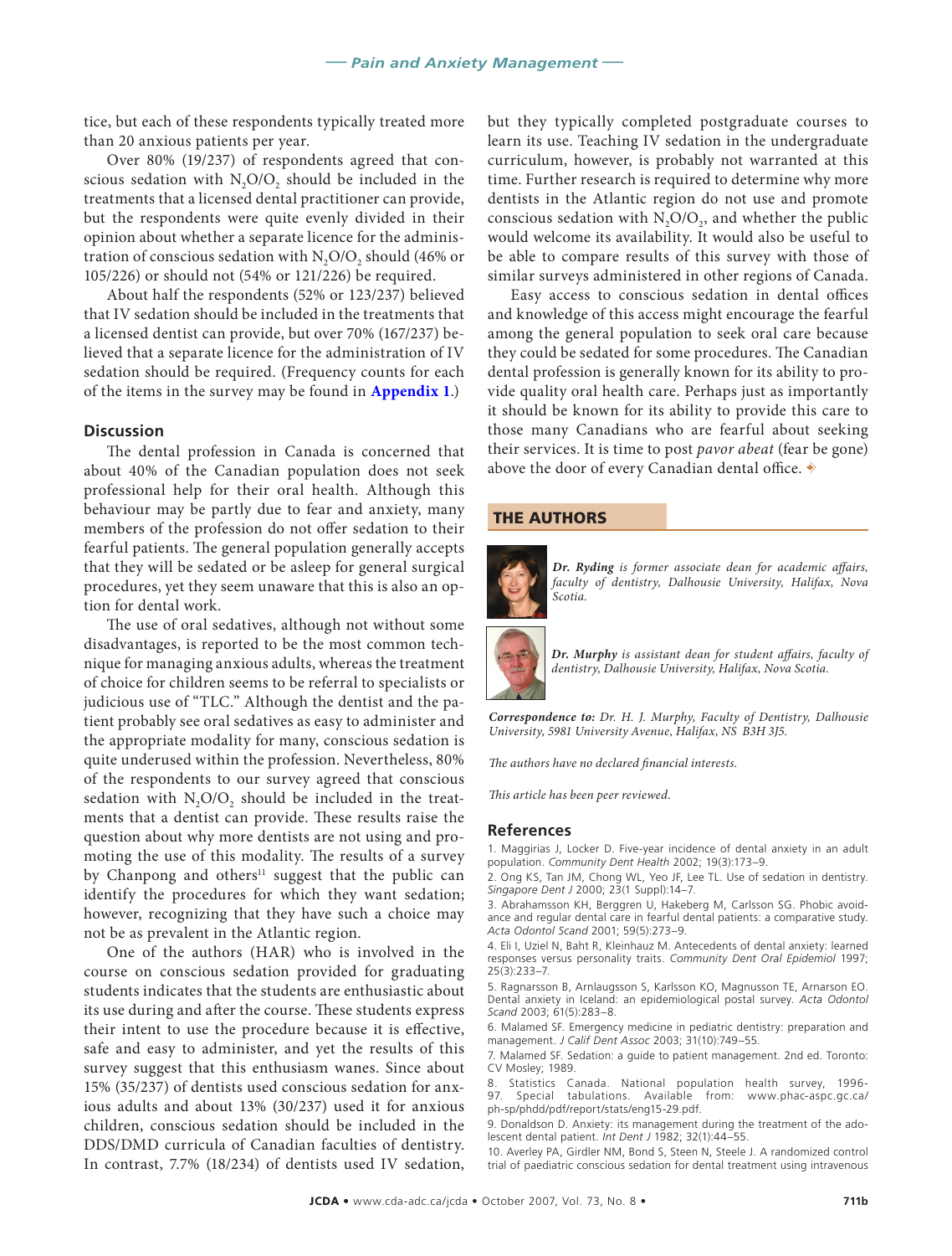tice, but each of these respondents typically treated more than 20 anxious patients per year.

Over 80% (19/237) of respondents agreed that conscious sedation with $N_2O/O_2$ should be included in the treatments that a licensed dental practitioner can provide, but the respondents were quite evenly divided in their opinion about whether a separate licence for the administration of conscious sedation with $N_2O/O_2$ should (46% or 105/226) or should not (54% or 121/226) be required.

About half the respondents (52% or 123/237) believed that IV sedation should be included in the treatments that a licensed dentist can provide, but over 70% (167/237) believed that a separate licence for the administration of IV sedation should be required. (Frequency counts for each of the items in the survey may be found in **Appendix 1**.)

## Discussion

The dental profession in Canada is concerned that about 40% of the Canadian population does not seek professional help for their oral health. Although this behaviour may be partly due to fear and anxiety, many members of the profession do not offer sedation to their fearful patients. The general population generally accepts that they will be sedated or be asleep for general surgical procedures, yet they seem unaware that this is also an option for dental work.

The use of oral sedatives, although not without some disadvantages, is reported to be the most common technique for managing anxious adults, whereas the treatment of choice for children seems to be referral to specialists or judicious use of "TLC." Although the dentist and the patient probably see oral sedatives as easy to administer and the appropriate modality for many, conscious sedation is quite underused within the profession. Nevertheless, 80% of the respondents to our survey agreed that conscious sedation with $N_2O/O_2$ should be included in the treatments that a dentist can provide. These results raise the question about why more dentists are not using and promoting the use of this modality. The results of a survey by Chanpong and others[11] suggest that the public can identify the procedures for which they want sedation; however, recognizing that they have such a choice may not be as prevalent in the Atlantic region.

One of the authors (HAR) who is involved in the course on conscious sedation provided for graduating students indicates that the students are enthusiastic about its use during and after the course. These students express their intent to use the procedure because it is effective, safe and easy to administer, and yet the results of this survey suggest that this enthusiasm wanes. Since about 15% (35/237) of dentists used conscious sedation for anxious adults and about 13% (30/237) used it for anxious children, conscious sedation should be included in the DDS/DMD curricula of Canadian faculties of dentistry. In contrast, 7.7% (18/234) of dentists used IV sedation, but they typically completed postgraduate courses to learn its use. Teaching IV sedation in the undergraduate curriculum, however, is probably not warranted at this time. Further research is required to determine why more dentists in the Atlantic region do not use and promote conscious sedation with $N_2O/O_2$, and whether the public would welcome its availability. It would also be useful to be able to compare results of this survey with those of similar surveys administered in other regions of Canada.

Easy access to conscious sedation in dental offices and knowledge of this access might encourage the fearful among the general population to seek oral care because they could be sedated for some procedures. The Canadian dental profession is generally known for its ability to provide quality oral health care. Perhaps just as importantly it should be known for its ability to provide this care to those many Canadians who are fearful about seeking their services. It is time to post *pavor abeat* (fear be gone) above the door of every Canadian dental office.

## THE AUTHORS

***Dr. Ryding*** *is former associate dean for academic affairs, faculty of dentistry, Dalhousie University, Halifax, Nova Scotia.*

***Dr. Murphy*** *is assistant dean for student affairs, faculty of dentistry, Dalhousie University, Halifax, Nova Scotia.*

***Correspondence to:*** *Dr. H. J. Murphy, Faculty of Dentistry, Dalhousie University, 5981 University Avenue, Halifax, NS B3H 3J5.*

*The authors have no declared financial interests.*

*This article has been peer reviewed.*

## References

1. Maggirias J, Locker D. Five-year incidence of dental anxiety in an adult population. *Community Dent Health* 2002; 19(3):173–9.
2. Ong KS, Tan JM, Chong WL, Yeo JF, Lee TL. Use of sedation in dentistry. *Singapore Dent J* 2000; 23(1 Suppl):14–7.
3. Abrahamsson KH, Berggren U, Hakeberg M, Carlsson SG. Phobic avoidance and regular dental care in fearful dental patients: a comparative study. *Acta Odontol Scand* 2001; 59(5):273–9.
4. Eli I, Uziel N, Baht R, Kleinhauz M. Antecedents of dental anxiety: learned responses versus personality traits. *Community Dent Oral Epidemiol* 1997; 25(3):233–7.
5. Ragnarsson B, Arnlaugsson S, Karlsson KO, Magnusson TE, Arnarson EO. Dental anxiety in Iceland: an epidemiological postal survey. *Acta Odontol Scand* 2003; 61(5):283–8.
6. Malamed SF. Emergency medicine in pediatric dentistry: preparation and management. *J Calif Dent Assoc* 2003; 31(10):749–55.
7. Malamed SF. Sedation: a guide to patient management. 2nd ed. Toronto: CV Mosley; 1989.
8. Statistics Canada. National population health survey, 1996-97. Special tabulations. Available from: www.phac-aspc.gc.ca/ph-sp/phdd/pdf/report/stats/eng15-29.pdf.
9. Donaldson D. Anxiety: its management during the treatment of the adolescent dental patient. *Int Dent J* 1982; 32(1):44–55.
10. Averley PA, Girdler NM, Bond S, Steen N, Steele J. A randomized control trial of paediatric conscious sedation for dental treatment using intravenous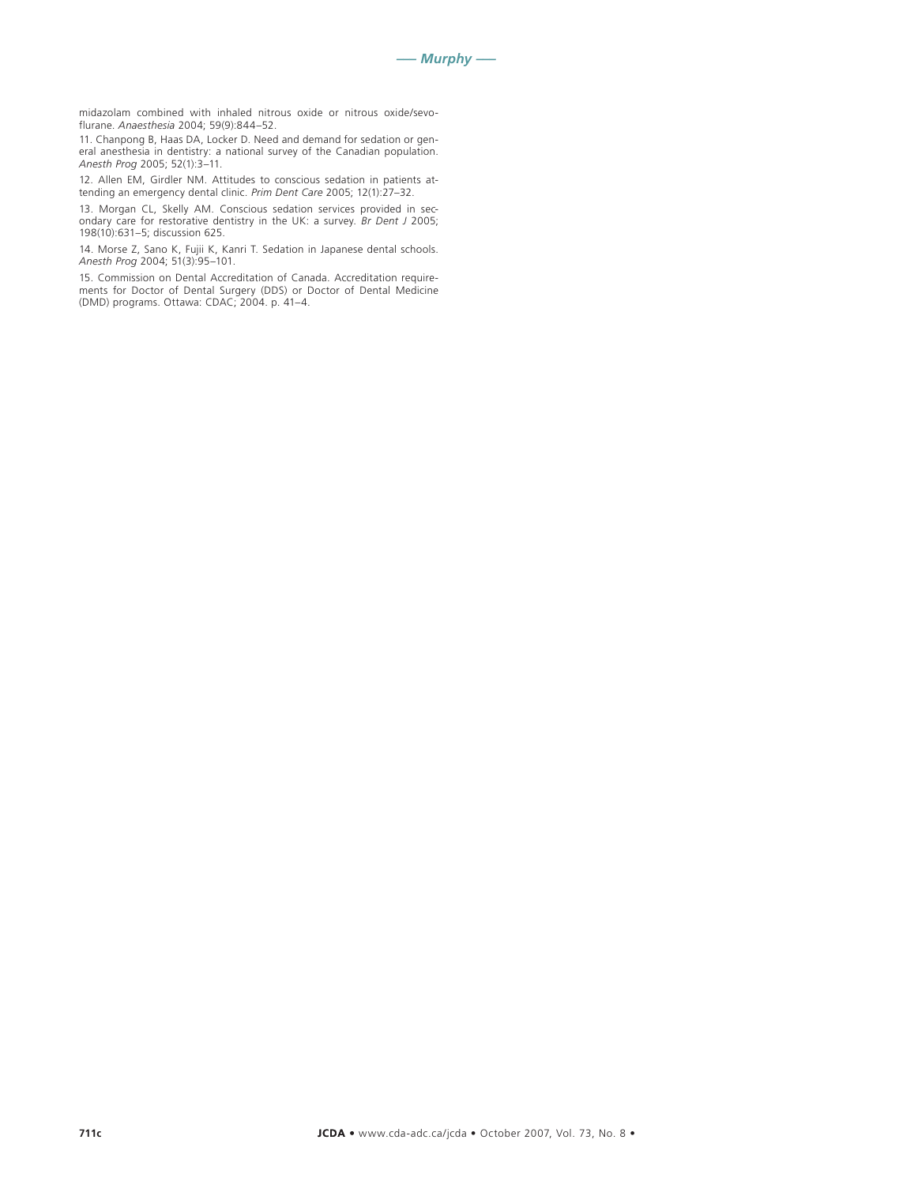midazolam combined with inhaled nitrous oxide or nitrous oxide/sevoflurane. *Anaesthesia* 2004; 59(9):844–52.

11. Chanpong B, Haas DA, Locker D. Need and demand for sedation or general anesthesia in dentistry: a national survey of the Canadian population. *Anesth Prog* 2005; 52(1):3–11.

12. Allen EM, Girdler NM. Attitudes to conscious sedation in patients attending an emergency dental clinic. *Prim Dent Care* 2005; 12(1):27–32.

13. Morgan CL, Skelly AM. Conscious sedation services provided in secondary care for restorative dentistry in the UK: a survey. *Br Dent J* 2005; 198(10):631–5; discussion 625.

14. Morse Z, Sano K, Fujii K, Kanri T. Sedation in Japanese dental schools. *Anesth Prog* 2004; 51(3):95–101.

15. Commission on Dental Accreditation of Canada. Accreditation requirements for Doctor of Dental Surgery (DDS) or Doctor of Dental Medicine (DMD) programs. Ottawa: CDAC; 2004. p. 41–4.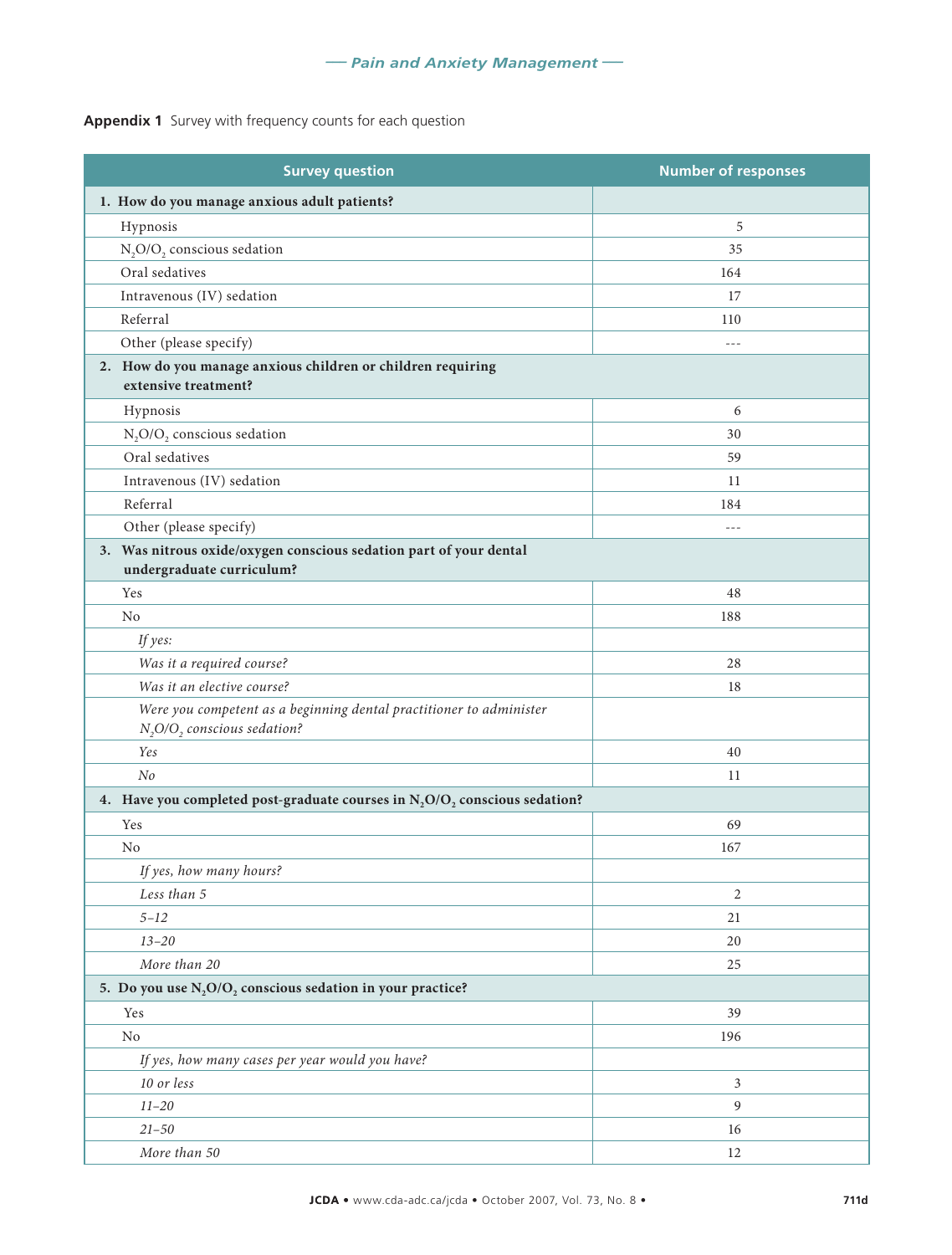**Appendix 1** Survey with frequency counts for each question

| Survey question | Number of responses |
|---|---|
| **1. How do you manage anxious adult patients?** | |
| Hypnosis | 5 |
| $N_2O/O_2$ conscious sedation | 35 |
| Oral sedatives | 164 |
| Intravenous (IV) sedation | 17 |
| Referral | 110 |
| Other (please specify) | --- |
| **2. How do you manage anxious children or children requiring extensive treatment?** | |
| Hypnosis | 6 |
| $N_2O/O_2$ conscious sedation | 30 |
| Oral sedatives | 59 |
| Intravenous (IV) sedation | 11 |
| Referral | 184 |
| Other (please specify) | --- |
| **3. Was nitrous oxide/oxygen conscious sedation part of your dental undergraduate curriculum?** | |
| Yes | 48 |
| No | 188 |
| *If yes:* | |
| *Was it a required course?* | 28 |
| *Was it an elective course?* | 18 |
| *Were you competent as a beginning dental practitioner to administer $N_2O/O_2$ conscious sedation?* | |
| *Yes* | 40 |
| *No* | 11 |
| **4. Have you completed post-graduate courses in $N_2O/O_2$ conscious sedation?** | |
| Yes | 69 |
| No | 167 |
| *If yes, how many hours?* | |
| *Less than 5* | 2 |
| *5–12* | 21 |
| *13–20* | 20 |
| *More than 20* | 25 |
| **5. Do you use $N_2O/O_2$ conscious sedation in your practice?** | |
| Yes | 39 |
| No | 196 |
| *If yes, how many cases per year would you have?* | |
| *10 or less* | 3 |
| *11–20* | 9 |
| *21–50* | 16 |
| *More than 50* | 12 |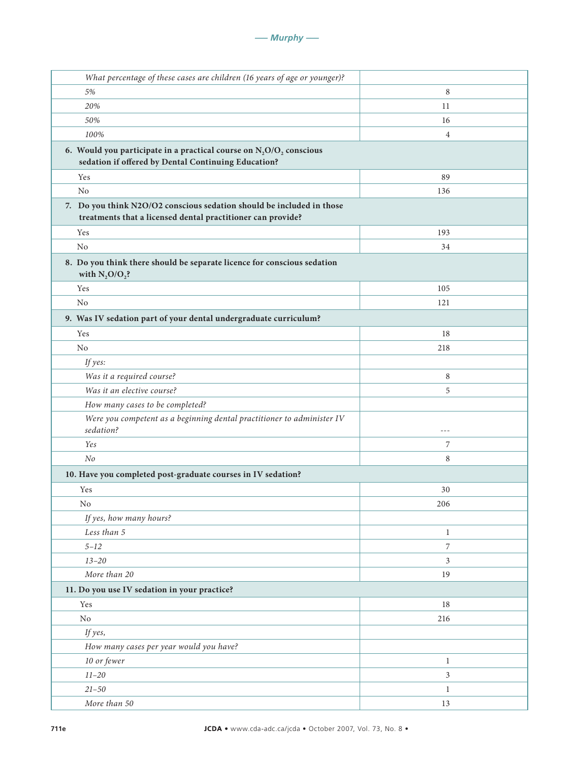| | |
|---|---|
| *What percentage of these cases are children (16 years of age or younger)?* | |
| *5%* | 8 |
| *20%* | 11 |
| *50%* | 16 |
| *100%* | 4 |
| **6. Would you participate in a practical course on $N_2O/O_2$ conscious sedation if offered by Dental Continuing Education?** | |
| Yes | 89 |
| No | 136 |
| **7. Do you think N2O/O2 conscious sedation should be included in those treatments that a licensed dental practitioner can provide?** | |
| Yes | 193 |
| No | 34 |
| **8. Do you think there should be separate licence for conscious sedation with $N_2O/O_2$?** | |
| Yes | 105 |
| No | 121 |
| **9. Was IV sedation part of your dental undergraduate curriculum?** | |
| Yes | 18 |
| No | 218 |
| *If yes:* | |
| *Was it a required course?* | 8 |
| *Was it an elective course?* | 5 |
| *How many cases to be completed?* | |
| *Were you competent as a beginning dental practitioner to administer IV sedation?* | --- |
| *Yes* | 7 |
| *No* | 8 |
| **10. Have you completed post-graduate courses in IV sedation?** | |
| Yes | 30 |
| No | 206 |
| *If yes, how many hours?* | |
| *Less than 5* | 1 |
| *5–12* | 7 |
| *13–20* | 3 |
| *More than 20* | 19 |
| **11. Do you use IV sedation in your practice?** | |
| Yes | 18 |
| No | 216 |
| *If yes,* | |
| *How many cases per year would you have?* | |
| *10 or fewer* | 1 |
| *11–20* | 3 |
| *21–50* | 1 |
| *More than 50* | 13 |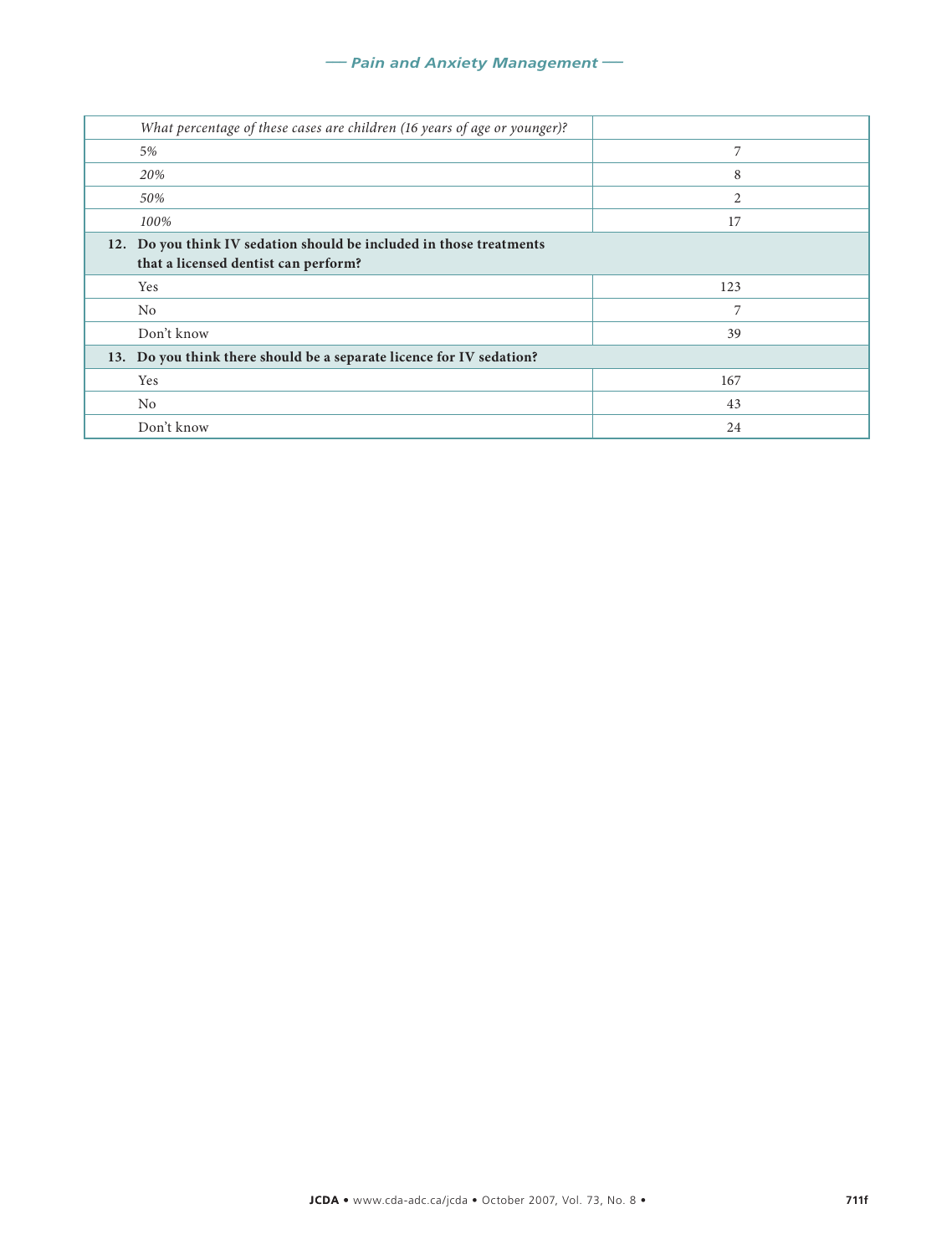| | |
|---|---|
| *What percentage of these cases are children (16 years of age or younger)?* | |
| *5%* | 7 |
| *20%* | 8 |
| *50%* | 2 |
| *100%* | 17 |
| **12. Do you think IV sedation should be included in those treatments that a licensed dentist can perform?** | |
| Yes | 123 |
| No | 7 |
| Don't know | 39 |
| **13. Do you think there should be a separate licence for IV sedation?** | |
| Yes | 167 |
| No | 43 |
| Don't know | 24 |